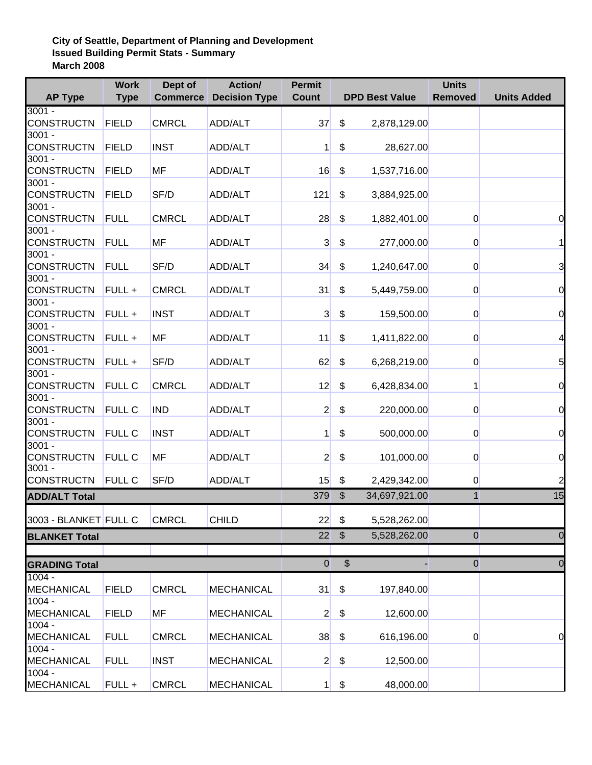**City of Seattle, Department of Planning and Development**
**Issued Building Permit Stats - Summary**
**March 2008**

| AP Type | Work Type | Dept of Commerce | Action/ Decision Type | Permit Count | DPD Best Value | Units Removed | Units Added |
|---|---|---|---|---|---|---|---|
| 3001 - CONSTRUCTN | FIELD | CMRCL | ADD/ALT | 37 | $ 2,878,129.00 | | |
| 3001 - CONSTRUCTN | FIELD | INST | ADD/ALT | 1 | $ 28,627.00 | | |
| 3001 - CONSTRUCTN | FIELD | MF | ADD/ALT | 16 | $ 1,537,716.00 | | |
| 3001 - CONSTRUCTN | FIELD | SF/D | ADD/ALT | 121 | $ 3,884,925.00 | | |
| 3001 - CONSTRUCTN | FULL | CMRCL | ADD/ALT | 28 | $ 1,882,401.00 | 0 | 0 |
| 3001 - CONSTRUCTN | FULL | MF | ADD/ALT | 3 | $ 277,000.00 | 0 | 1 |
| 3001 - CONSTRUCTN | FULL | SF/D | ADD/ALT | 34 | $ 1,240,647.00 | 0 | 3 |
| 3001 - CONSTRUCTN | FULL + | CMRCL | ADD/ALT | 31 | $ 5,449,759.00 | 0 | 0 |
| 3001 - CONSTRUCTN | FULL + | INST | ADD/ALT | 3 | $ 159,500.00 | 0 | 0 |
| 3001 - CONSTRUCTN | FULL + | MF | ADD/ALT | 11 | $ 1,411,822.00 | 0 | 4 |
| 3001 - CONSTRUCTN | FULL + | SF/D | ADD/ALT | 62 | $ 6,268,219.00 | 0 | 5 |
| 3001 - CONSTRUCTN | FULL C | CMRCL | ADD/ALT | 12 | $ 6,428,834.00 | 1 | 0 |
| 3001 - CONSTRUCTN | FULL C | IND | ADD/ALT | 2 | $ 220,000.00 | 0 | 0 |
| 3001 - CONSTRUCTN | FULL C | INST | ADD/ALT | 1 | $ 500,000.00 | 0 | 0 |
| 3001 - CONSTRUCTN | FULL C | MF | ADD/ALT | 2 | $ 101,000.00 | 0 | 0 |
| 3001 - CONSTRUCTN | FULL C | SF/D | ADD/ALT | 15 | $ 2,429,342.00 | 0 | 2 |
| **ADD/ALT Total** | | | | 379 | $ 34,697,921.00 | 1 | 15 |
| 3003 - BLANKET | FULL C | CMRCL | CHILD | 22 | $ 5,528,262.00 | | |
| **BLANKET Total** | | | | 22 | $ 5,528,262.00 | 0 | 0 |
| | | | | | | | |
| **GRADING Total** | | | | 0 | $ - | 0 | 0 |
| 1004 - MECHANICAL | FIELD | CMRCL | MECHANICAL | 31 | $ 197,840.00 | | |
| 1004 - MECHANICAL | FIELD | MF | MECHANICAL | 2 | $ 12,600.00 | | |
| 1004 - MECHANICAL | FULL | CMRCL | MECHANICAL | 38 | $ 616,196.00 | 0 | 0 |
| 1004 - MECHANICAL | FULL | INST | MECHANICAL | 2 | $ 12,500.00 | | |
| 1004 - MECHANICAL | FULL + | CMRCL | MECHANICAL | 1 | $ 48,000.00 | | |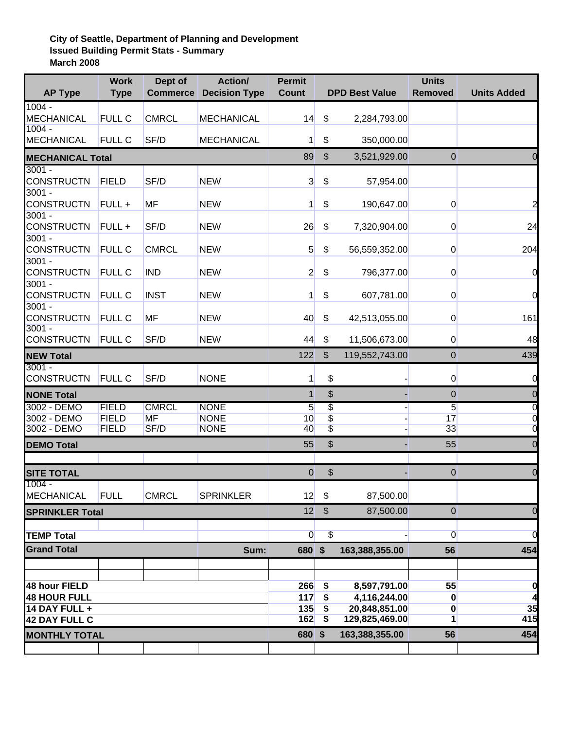**City of Seattle, Department of Planning and Development**
**Issued Building Permit Stats - Summary**
**March 2008**

| AP Type | Work Type | Dept of Commerce | Action/ Decision Type | Permit Count | DPD Best Value | Units Removed | Units Added |
|---|---|---|---|---|---|---|---|
| 1004 - MECHANICAL | FULL C | CMRCL | MECHANICAL | 14 | $ 2,284,793.00 | | |
| 1004 - MECHANICAL | FULL C | SF/D | MECHANICAL | 1 | $ 350,000.00 | | |
| **MECHANICAL Total** | | | | 89 | $ 3,521,929.00 | 0 | 0 |
| 3001 - CONSTRUCTN | FIELD | SF/D | NEW | 3 | $ 57,954.00 | | |
| 3001 - CONSTRUCTN | FULL + | MF | NEW | 1 | $ 190,647.00 | 0 | 2 |
| 3001 - CONSTRUCTN | FULL + | SF/D | NEW | 26 | $ 7,320,904.00 | 0 | 24 |
| 3001 - CONSTRUCTN | FULL C | CMRCL | NEW | 5 | $ 56,559,352.00 | 0 | 204 |
| 3001 - CONSTRUCTN | FULL C | IND | NEW | 2 | $ 796,377.00 | 0 | 0 |
| 3001 - CONSTRUCTN | FULL C | INST | NEW | 1 | $ 607,781.00 | 0 | 0 |
| 3001 - CONSTRUCTN | FULL C | MF | NEW | 40 | $ 42,513,055.00 | 0 | 161 |
| 3001 - CONSTRUCTN | FULL C | SF/D | NEW | 44 | $ 11,506,673.00 | 0 | 48 |
| **NEW Total** | | | | 122 | $ 119,552,743.00 | 0 | 439 |
| 3001 - CONSTRUCTN | FULL C | SF/D | NONE | 1 | $ - | 0 | 0 |
| **NONE Total** | | | | 1 | $ - | 0 | 0 |
| 3002 - DEMO | FIELD | CMRCL | NONE | 5 | $ - | 5 | 0 |
| 3002 - DEMO | FIELD | MF | NONE | 10 | $ - | 17 | 0 |
| 3002 - DEMO | FIELD | SF/D | NONE | 40 | $ - | 33 | 0 |
| **DEMO Total** | | | | 55 | $ - | 55 | 0 |
| | | | | | | | |
| **SITE TOTAL** | | | | 0 | $ - | 0 | 0 |
| 1004 - MECHANICAL | FULL | CMRCL | SPRINKLER | 12 | $ 87,500.00 | | |
| **SPRINKLER Total** | | | | 12 | $ 87,500.00 | 0 | 0 |
| | | | | | | | |
| **TEMP Total** | | | | 0 | $ - | 0 | 0 |
| **Grand Total** | | | **Sum:** | **680** | **$ 163,388,355.00** | **56** | **454** |
| | | | | | | | |
| **48 hour FIELD** | | | | **266** | **$ 8,597,791.00** | **55** | **0** |
| **48 HOUR FULL** | | | | **117** | **$ 4,116,244.00** | **0** | **4** |
| **14 DAY FULL +** | | | | **135** | **$ 20,848,851.00** | **0** | **35** |
| **42 DAY FULL C** | | | | **162** | **$ 129,825,469.00** | **1** | **415** |
| **MONTHLY TOTAL** | | | | **680** | **$ 163,388,355.00** | **56** | **454** |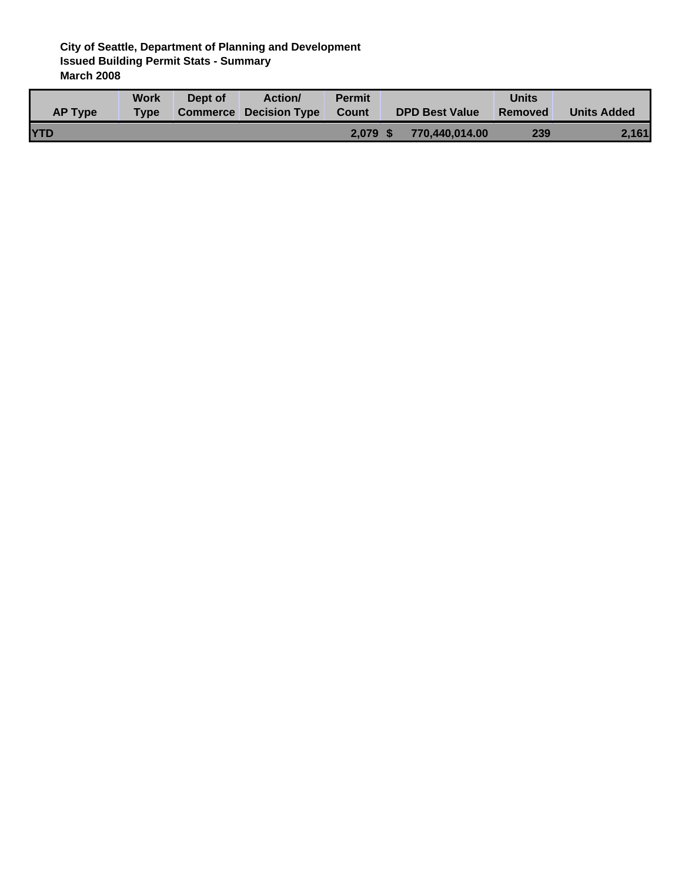**City of Seattle, Department of Planning and Development**
**Issued Building Permit Stats - Summary**
**March 2008**

| AP Type | Work Type | Dept of Commerce | Action/ Decision Type | Permit Count | DPD Best Value | Units Removed | Units Added |
|---|---|---|---|---|---|---|---|
| YTD | | | | 2,079 | $ 770,440,014.00 | 239 | 2,161 |